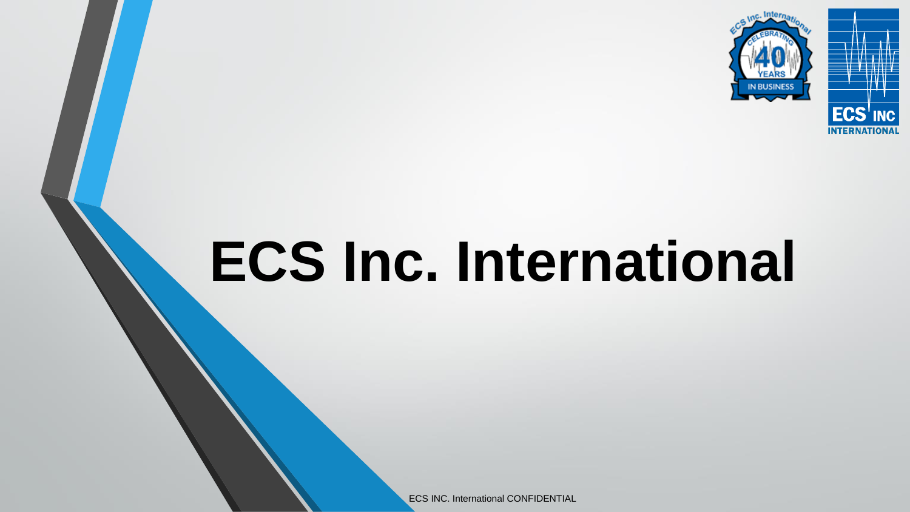# ECS Inc. International

ECS INC. International CONFIDENTIAL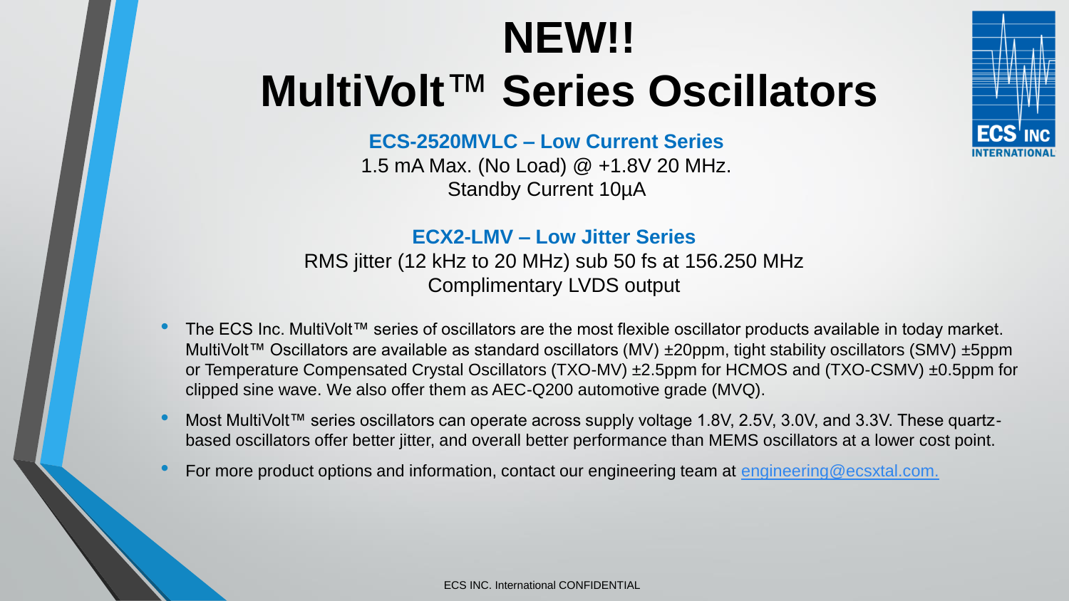# NEW!!

# MultiVolt™ Series Oscillators

**ECS-2520MVLC – Low Current Series**

1.5 mA Max. (No Load) @ +1.8V 20 MHz.

Standby Current 10μA

**ECX2-LMV – Low Jitter Series**

RMS jitter (12 kHz to 20 MHz) sub 50 fs at 156.250 MHz

Complimentary LVDS output

- The ECS Inc. MultiVolt™ series of oscillators are the most flexible oscillator products available in today market. MultiVolt™ Oscillators are available as standard oscillators (MV) ±20ppm, tight stability oscillators (SMV) ±5ppm or Temperature Compensated Crystal Oscillators (TXO-MV) ±2.5ppm for HCMOS and (TXO-CSMV) ±0.5ppm for clipped sine wave. We also offer them as AEC-Q200 automotive grade (MVQ).
- Most MultiVolt™ series oscillators can operate across supply voltage 1.8V, 2.5V, 3.0V, and 3.3V. These quartz-based oscillators offer better jitter, and overall better performance than MEMS oscillators at a lower cost point.
- For more product options and information, contact our engineering team at engineering@ecsxtal.com.

ECS INC. International CONFIDENTIAL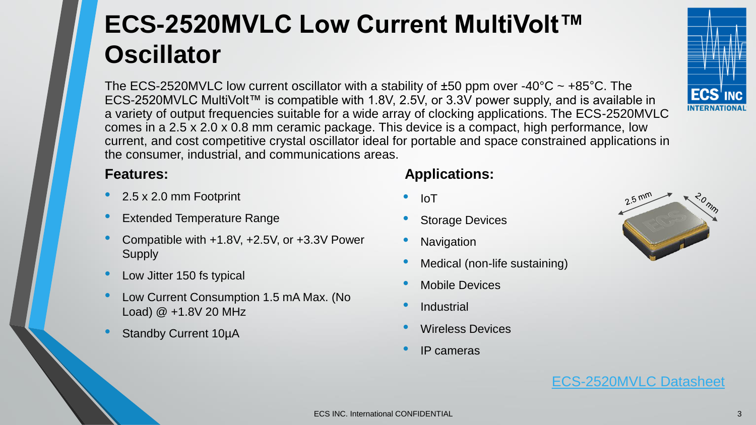# ECS-2520MVLC Low Current MultiVolt™ Oscillator

The ECS-2520MVLC low current oscillator with a stability of ±50 ppm over -40°C ~ +85°C. The ECS-2520MVLC MultiVolt™ is compatible with 1.8V, 2.5V, or 3.3V power supply, and is available in a variety of output frequencies suitable for a wide array of clocking applications. The ECS-2520MVLC comes in a 2.5 x 2.0 x 0.8 mm ceramic package. This device is a compact, high performance, low current, and cost competitive crystal oscillator ideal for portable and space constrained applications in the consumer, industrial, and communications areas.

## Features:

- 2.5 x 2.0 mm Footprint
- Extended Temperature Range
- Compatible with +1.8V, +2.5V, or +3.3V Power Supply
- Low Jitter 150 fs typical
- Low Current Consumption 1.5 mA Max. (No Load) @ +1.8V 20 MHz
- Standby Current 10µA

## Applications:

- IoT
- Storage Devices
- Navigation
- Medical (non-life sustaining)
- Mobile Devices
- Industrial
- Wireless Devices
- IP cameras

2.5 mm
2.0 mm

ECS-2520MVLC Datasheet

ECS INC. International CONFIDENTIAL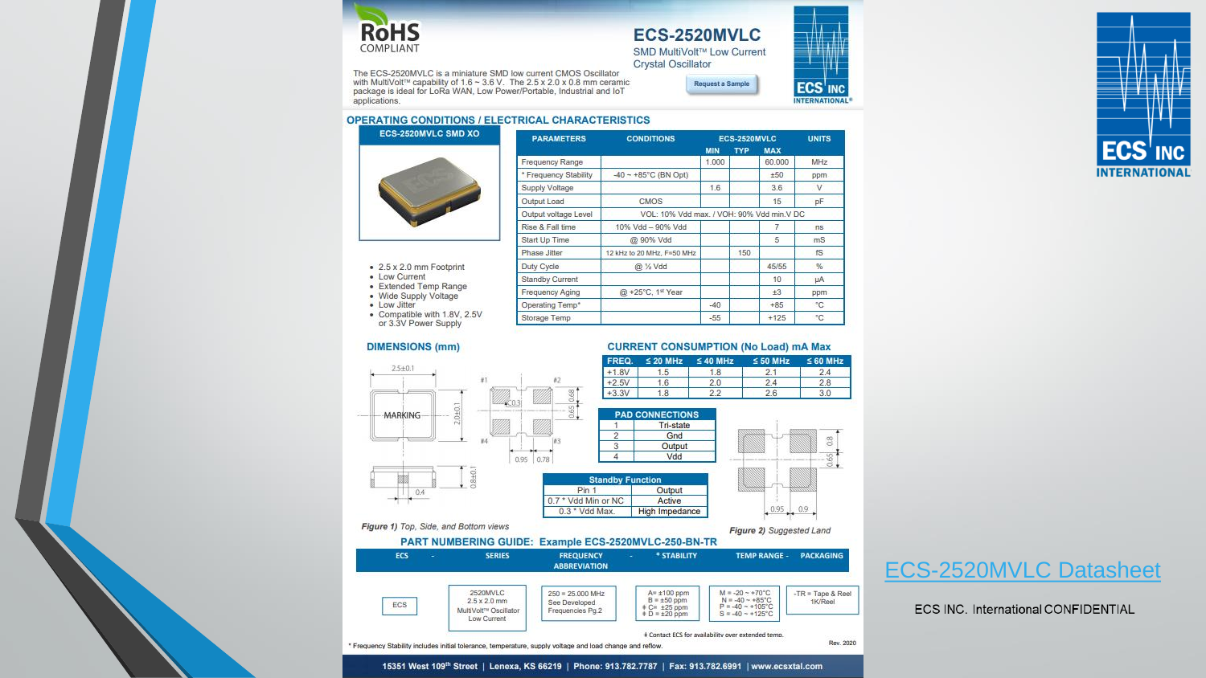# ECS-2520MVLC

SMD MultiVolt™ Low Current Crystal Oscillator

The ECS-2520MVLC is a miniature SMD low current CMOS Oscillator with MultiVolt™ capability of 1.6 ~ 3.6 V. The 2.5 x 2.0 x 0.8 mm ceramic package is ideal for LoRa WAN, Low Power/Portable, Industrial and IoT applications.

Request a Sample

## OPERATING CONDITIONS / ELECTRICAL CHARACTERISTICS

**ECS-2520MVLC SMD XO**

- 2.5 x 2.0 mm Footprint
- Low Current
- Extended Temp Range
- Wide Supply Voltage
- Low Jitter
- Compatible with 1.8V, 2.5V or 3.3V Power Supply

| PARAMETERS | CONDITIONS | ECS-2520MVLC MIN | TYP | MAX | UNITS |
|---|---|---|---|---|---|
| Frequency Range | | 1.000 | | 60.000 | MHz |
| * Frequency Stability | -40 ~ +85°C (BN Opt) | | | ±50 | ppm |
| Supply Voltage | | 1.6 | | 3.6 | V |
| Output Load | CMOS | | | 15 | pF |
| Output voltage Level | VOL: 10% Vdd max. / VOH: 90% Vdd min.V DC | | | | |
| Rise & Fall time | 10% Vdd – 90% Vdd | | | 7 | ns |
| Start Up Time | @ 90% Vdd | | | 5 | mS |
| Phase Jitter | 12 kHz to 20 MHz, F=50 MHz | | 150 | | fS |
| Duty Cycle | @ ½ Vdd | | | 45/55 | % |
| Standby Current | | | | 10 | μA |
| Frequency Aging | @ +25°C, 1st Year | | | ±3 | ppm |
| Operating Temp* | | -40 | | +85 | °C |
| Storage Temp | | -55 | | +125 | °C |

## DIMENSIONS (mm)

*Figure 1)* Top, Side, and Bottom views

## CURRENT CONSUMPTION (No Load) mA Max

| FREQ. | ≤ 20 MHz | ≤ 40 MHz | ≤ 50 MHz | ≤ 60 MHz |
|---|---|---|---|---|
| +1.8V | 1.5 | 1.8 | 2.1 | 2.4 |
| +2.5V | 1.6 | 2.0 | 2.4 | 2.8 |
| +3.3V | 1.8 | 2.2 | 2.6 | 3.0 |

| PAD CONNECTIONS | |
|---|---|
| 1 | Tri-state |
| 2 | Gnd |
| 3 | Output |
| 4 | Vdd |

| Standby Function | |
|---|---|
| Pin 1 | Output |
| 0.7 * Vdd Min or NC | Active |
| 0.3 * Vdd Max. | High Impedance |

*Figure 2)* Suggested Land

## PART NUMBERING GUIDE: Example ECS-2520MVLC-250-BN-TR

| ECS | - | SERIES | FREQUENCY ABBREVIATION | - | * STABILITY | TEMP RANGE - | PACKAGING |
|---|---|---|---|---|---|---|---|
| ECS | | 2520MVLC 2.5 x 2.0 mm MultiVolt™ Oscillator Low Current | 250 = 25.000 MHz See Developed Frequencies Pg.2 | | A= ±100 ppm B = ±50 ppm ‡ C= ±25 ppm ‡ D = ±20 ppm | M = -20 ~ +70°C N = -40 ~ +85°C P = -40 ~ +105°C S = -40 ~ +125°C | -TR = Tape & Reel 1K/Reel |

‡ Contact ECS for availability over extended temp.

\* Frequency Stability includes initial tolerance, temperature, supply voltage and load change and reflow.

Rev. 2020

15351 West 109th Street | Lenexa, KS 66219 | Phone: 913.782.7787 | Fax: 913.782.6991 | www.ecsxtal.com

[ECS-2520MVLC Datasheet](ECS-2520MVLC Datasheet)

ECS INC. International CONFIDENTIAL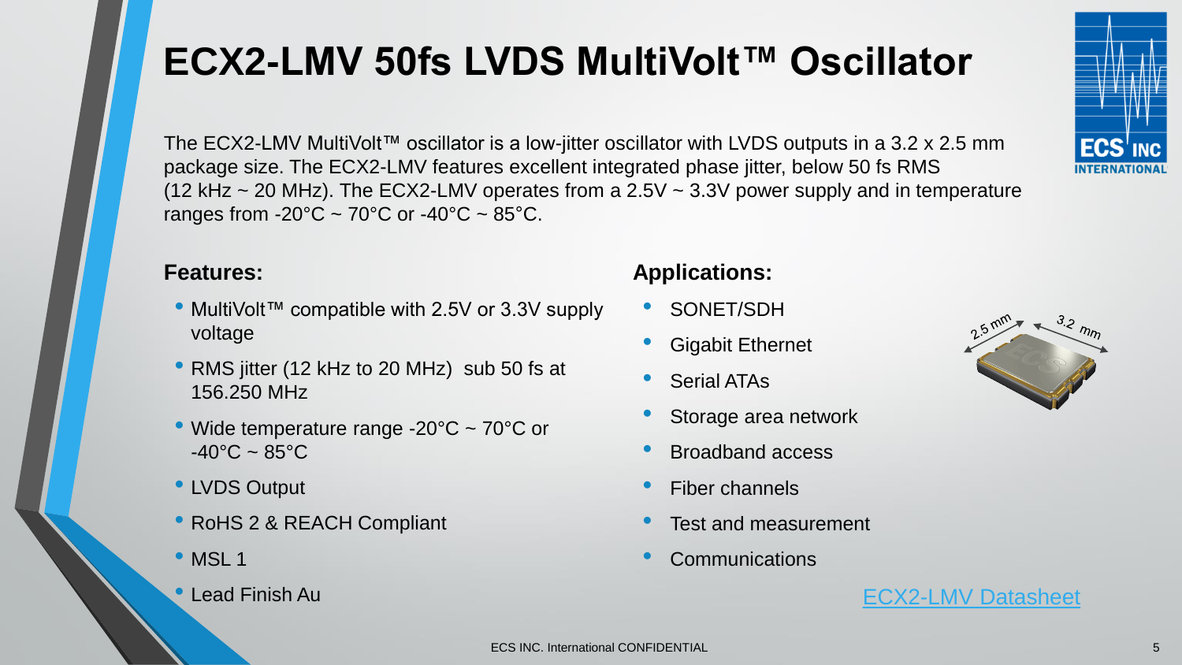# ECX2-LMV 50fs LVDS MultiVolt™ Oscillator

The ECX2-LMV MultiVolt™ oscillator is a low-jitter oscillator with LVDS outputs in a 3.2 x 2.5 mm package size. The ECX2-LMV features excellent integrated phase jitter, below 50 fs RMS (12 kHz ~ 20 MHz). The ECX2-LMV operates from a 2.5V ~ 3.3V power supply and in temperature ranges from -20°C ~ 70°C or -40°C ~ 85°C.

**Features:**

- MultiVolt™ compatible with 2.5V or 3.3V supply voltage
- RMS jitter (12 kHz to 20 MHz) sub 50 fs at 156.250 MHz
- Wide temperature range -20°C ~ 70°C or -40°C ~ 85°C
- LVDS Output
- RoHS 2 & REACH Compliant
- MSL 1
- Lead Finish Au

**Applications:**

- SONET/SDH
- Gigabit Ethernet
- Serial ATAs
- Storage area network
- Broadband access
- Fiber channels
- Test and measurement
- Communications

ECX2-LMV Datasheet

ECS INC. International CONFIDENTIAL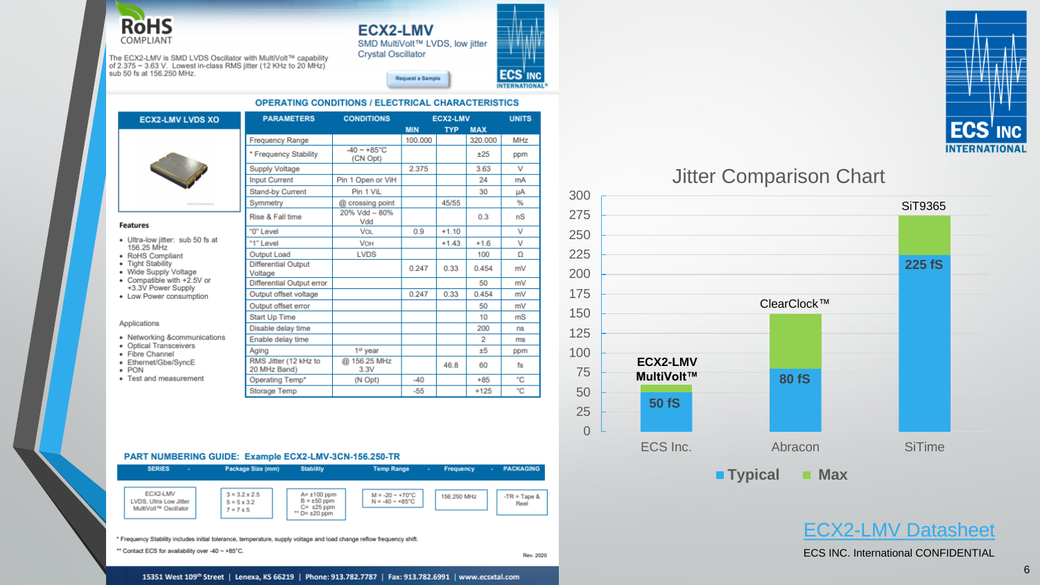RoHS COMPLIANT

# ECX2-LMV

SMD MultiVolt™ LVDS, low jitter Crystal Oscillator

The ECX2-LMV is SMD LVDS Oscillator with MultiVolt™ capability of 2.375 ~ 3.63 V. Lowest in-class RMS jitter (12 KHz to 20 MHz) sub 50 fs at 156.250 MHz.

Request a Sample

ECS INC INTERNATIONAL

## ECX2-LMV LVDS XO

### Features

- Ultra-low jitter: sub 50 fs at 156.25 MHz
- RoHS Compliant
- Tight Stability
- Wide Supply Voltage
- Compatible with +2.5V or +3.3V Power Supply
- Low Power consumption

### Applications

- Networking &communications
- Optical Transceivers
- Fibre Channel
- Ethernet/Gbe/SyncE
- PON
- Test and measurement

## OPERATING CONDITIONS / ELECTRICAL CHARACTERISTICS

| PARAMETERS | CONDITIONS | ECX2-LMV MIN | TYP | MAX | UNITS |
|---|---|---|---|---|---|
| Frequency Range | | 100.000 | | 320.000 | MHz |
| * Frequency Stability | -40 ~ +85°C (CN Opt) | | | ±25 | ppm |
| Supply Voltage | | 2.375 | | 3.63 | V |
| Input Current | Pin 1 Open or VIH | | | 24 | mA |
| Stand-by Current | Pin 1 VIL | | | 30 | µA |
| Symmetry | @ crossing point | | 45/55 | | % |
| Rise & Fall time | 20% Vdd ~ 80% Vdd | | | 0.3 | nS |
| "0" Level | VOL | 0.9 | +1.10 | | V |
| "1" Level | VOH | | +1.43 | +1.6 | V |
| Output Load | LVDS | | | 100 | Ω |
| Differential Output Voltage | | 0.247 | 0.33 | 0.454 | mV |
| Differential Output error | | | | 50 | mV |
| Output offset voltage | | 0.247 | 0.33 | 0.454 | mV |
| Output offset error | | | | 50 | mV |
| Start Up Time | | | | 10 | mS |
| Disable delay time | | | | 200 | ns |
| Enable delay time | | | | 2 | ms |
| Aging | 1st year | | | ±5 | ppm |
| RMS Jitter (12 kHz to 20 MHz Band) | @ 156.25 MHz 3.3V | | 46.8 | 60 | fs |
| Operating Temp* | (N Opt) | -40 | | +85 | °C |
| Storage Temp | | -55 | | +125 | °C |

## PART NUMBERING GUIDE: Example ECX2-LMV-3CN-156.250-TR

| SERIES | Package Size (mm) | Stability | Temp Range | Frequency | PACKAGING |
|---|---|---|---|---|---|
| ECX2-LMV LVDS, Ultra Low Jitter MultiVolt™ Oscillator | 3 = 3.2 x 2.5<br>5 = 5 x 3.2<br>7 = 7 x 5 | A= ±100 ppm<br>B = ±50 ppm<br>C= ±25 ppm<br>** D= ±20 ppm | M = -20 ~ +70°C<br>N = -40 ~ +85°C | 156.250 MHz | -TR = Tape & Reel |

* Frequency Stability includes initial tolerance, temperature, supply voltage and load change reflow frequency shift.

** Contact ECS for availability over -40 ~ +85°C.

Rev. 2020

15351 West 109th Street | Lenexa, KS 66219 | Phone: 913.782.7787 | Fax: 913.782.6991 | www.ecsxtal.com

ECS INC INTERNATIONAL

## Jitter Comparison Chart

300
275
250
225
200
175
150
125
100
75
50
25
0

ECX2-LMV MultiVolt™
50 fS
ClearClock™
80 fS
SiT9365
225 fS

ECS Inc.
Abracon
SiTime

Typical
Max

ECX2-LMV Datasheet

ECS INC. International CONFIDENTIAL